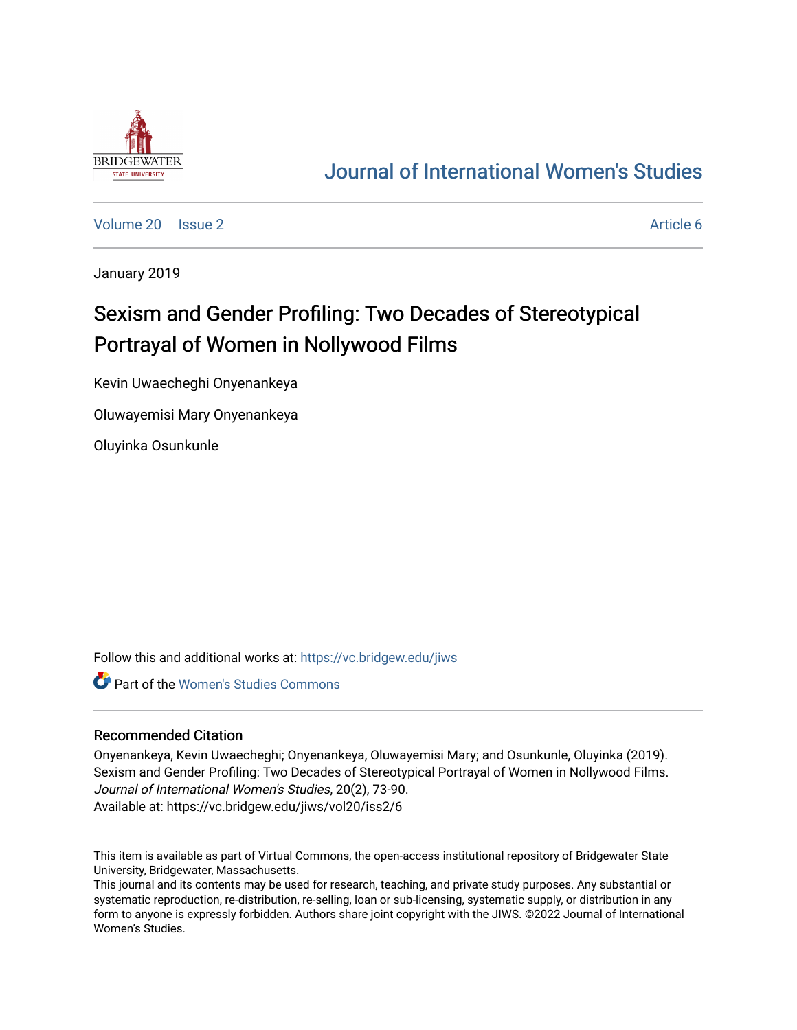# Journal of International Women's Studies

Volume 20 | Issue 2 | Article 6

January 2019

## Sexism and Gender Profiling: Two Decades of Stereotypical Portrayal of Women in Nollywood Films

Kevin Uwaecheghi Onyenankeya

Oluwayemisi Mary Onyenankeya

Oluyinka Osunkunle

Follow this and additional works at: https://vc.bridgew.edu/jiws

Part of the Women's Studies Commons

### Recommended Citation

Onyenankeya, Kevin Uwaecheghi; Onyenankeya, Oluwayemisi Mary; and Osunkunle, Oluyinka (2019). Sexism and Gender Profiling: Two Decades of Stereotypical Portrayal of Women in Nollywood Films. *Journal of International Women's Studies*, 20(2), 73-90.
Available at: https://vc.bridgew.edu/jiws/vol20/iss2/6

This item is available as part of Virtual Commons, the open-access institutional repository of Bridgewater State University, Bridgewater, Massachusetts.
This journal and its contents may be used for research, teaching, and private study purposes. Any substantial or systematic reproduction, re-distribution, re-selling, loan or sub-licensing, systematic supply, or distribution in any form to anyone is expressly forbidden. Authors share joint copyright with the JIWS. ©2022 Journal of International Women's Studies.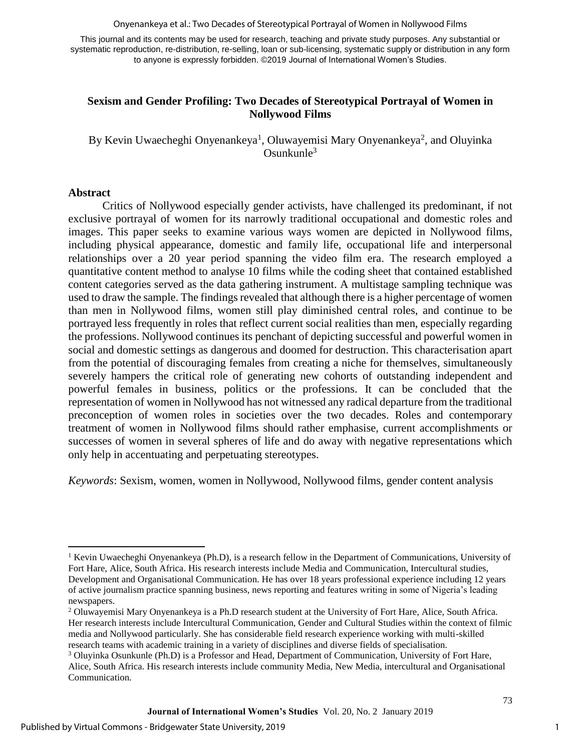This journal and its contents may be used for research, teaching and private study purposes. Any substantial or systematic reproduction, re-distribution, re-selling, loan or sub-licensing, systematic supply or distribution in any form to anyone is expressly forbidden. ©2019 Journal of International Women's Studies.

# Sexism and Gender Profiling: Two Decades of Stereotypical Portrayal of Women in Nollywood Films

By Kevin Uwaecheghi Onyenankeya[1], Oluwayemisi Mary Onyenankeya[2], and Oluyinka Osunkunle[3]

## Abstract

Critics of Nollywood especially gender activists, have challenged its predominant, if not exclusive portrayal of women for its narrowly traditional occupational and domestic roles and images. This paper seeks to examine various ways women are depicted in Nollywood films, including physical appearance, domestic and family life, occupational life and interpersonal relationships over a 20 year period spanning the video film era. The research employed a quantitative content method to analyse 10 films while the coding sheet that contained established content categories served as the data gathering instrument. A multistage sampling technique was used to draw the sample. The findings revealed that although there is a higher percentage of women than men in Nollywood films, women still play diminished central roles, and continue to be portrayed less frequently in roles that reflect current social realities than men, especially regarding the professions. Nollywood continues its penchant of depicting successful and powerful women in social and domestic settings as dangerous and doomed for destruction. This characterisation apart from the potential of discouraging females from creating a niche for themselves, simultaneously severely hampers the critical role of generating new cohorts of outstanding independent and powerful females in business, politics or the professions. It can be concluded that the representation of women in Nollywood has not witnessed any radical departure from the traditional preconception of women roles in societies over the two decades. Roles and contemporary treatment of women in Nollywood films should rather emphasise, current accomplishments or successes of women in several spheres of life and do away with negative representations which only help in accentuating and perpetuating stereotypes.

*Keywords*: Sexism, women, women in Nollywood, Nollywood films, gender content analysis

---

[1] Kevin Uwaecheghi Onyenankeya (Ph.D), is a research fellow in the Department of Communications, University of Fort Hare, Alice, South Africa. His research interests include Media and Communication, Intercultural studies, Development and Organisational Communication. He has over 18 years professional experience including 12 years of active journalism practice spanning business, news reporting and features writing in some of Nigeria's leading newspapers.

[2] Oluwayemisi Mary Onyenankeya is a Ph.D research student at the University of Fort Hare, Alice, South Africa. Her research interests include Intercultural Communication, Gender and Cultural Studies within the context of filmic media and Nollywood particularly. She has considerable field research experience working with multi-skilled research teams with academic training in a variety of disciplines and diverse fields of specialisation.

[3] Oluyinka Osunkunle (Ph.D) is a Professor and Head, Department of Communication, University of Fort Hare, Alice, South Africa. His research interests include community Media, New Media, intercultural and Organisational Communication.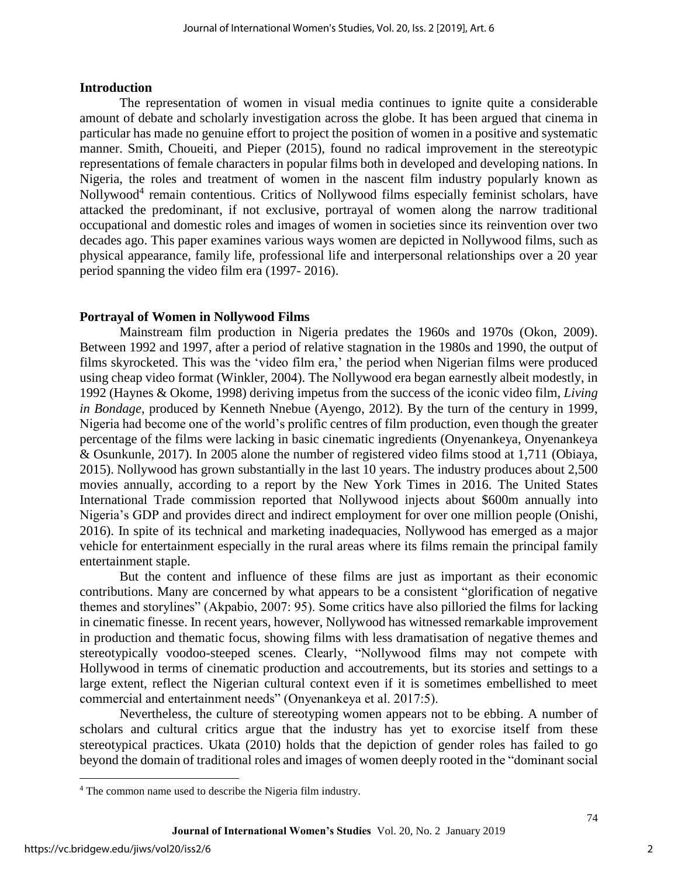## Introduction

The representation of women in visual media continues to ignite quite a considerable amount of debate and scholarly investigation across the globe. It has been argued that cinema in particular has made no genuine effort to project the position of women in a positive and systematic manner. Smith, Choueiti, and Pieper (2015), found no radical improvement in the stereotypic representations of female characters in popular films both in developed and developing nations. In Nigeria, the roles and treatment of women in the nascent film industry popularly known as Nollywood[4] remain contentious. Critics of Nollywood films especially feminist scholars, have attacked the predominant, if not exclusive, portrayal of women along the narrow traditional occupational and domestic roles and images of women in societies since its reinvention over two decades ago. This paper examines various ways women are depicted in Nollywood films, such as physical appearance, family life, professional life and interpersonal relationships over a 20 year period spanning the video film era (1997- 2016).

## Portrayal of Women in Nollywood Films

Mainstream film production in Nigeria predates the 1960s and 1970s (Okon, 2009). Between 1992 and 1997, after a period of relative stagnation in the 1980s and 1990, the output of films skyrocketed. This was the 'video film era,' the period when Nigerian films were produced using cheap video format (Winkler, 2004). The Nollywood era began earnestly albeit modestly, in 1992 (Haynes & Okome, 1998) deriving impetus from the success of the iconic video film, *Living in Bondage*, produced by Kenneth Nnebue (Ayengo, 2012). By the turn of the century in 1999, Nigeria had become one of the world's prolific centres of film production, even though the greater percentage of the films were lacking in basic cinematic ingredients (Onyenankeya, Onyenankeya & Osunkunle, 2017). In 2005 alone the number of registered video films stood at 1,711 (Obiaya, 2015). Nollywood has grown substantially in the last 10 years. The industry produces about 2,500 movies annually, according to a report by the New York Times in 2016. The United States International Trade commission reported that Nollywood injects about $600m annually into Nigeria's GDP and provides direct and indirect employment for over one million people (Onishi, 2016). In spite of its technical and marketing inadequacies, Nollywood has emerged as a major vehicle for entertainment especially in the rural areas where its films remain the principal family entertainment staple.

But the content and influence of these films are just as important as their economic contributions. Many are concerned by what appears to be a consistent "glorification of negative themes and storylines" (Akpabio, 2007: 95). Some critics have also pilloried the films for lacking in cinematic finesse. In recent years, however, Nollywood has witnessed remarkable improvement in production and thematic focus, showing films with less dramatisation of negative themes and stereotypically voodoo-steeped scenes. Clearly, "Nollywood films may not compete with Hollywood in terms of cinematic production and accoutrements, but its stories and settings to a large extent, reflect the Nigerian cultural context even if it is sometimes embellished to meet commercial and entertainment needs" (Onyenankeya et al. 2017:5).

Nevertheless, the culture of stereotyping women appears not to be ebbing. A number of scholars and cultural critics argue that the industry has yet to exorcise itself from these stereotypical practices. Ukata (2010) holds that the depiction of gender roles has failed to go beyond the domain of traditional roles and images of women deeply rooted in the "dominant social

---

[4] The common name used to describe the Nigeria film industry.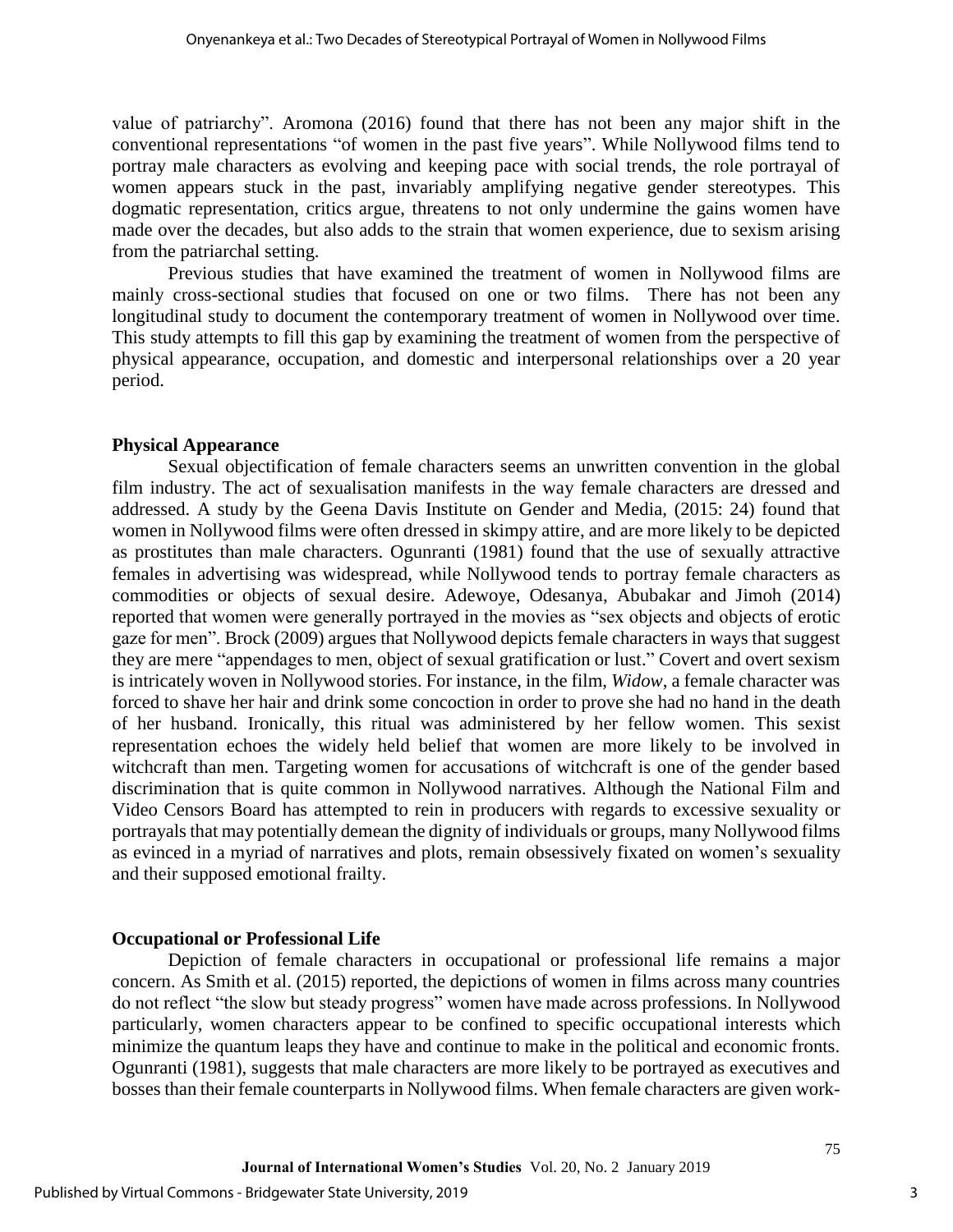value of patriarchy". Aromona (2016) found that there has not been any major shift in the conventional representations "of women in the past five years". While Nollywood films tend to portray male characters as evolving and keeping pace with social trends, the role portrayal of women appears stuck in the past, invariably amplifying negative gender stereotypes. This dogmatic representation, critics argue, threatens to not only undermine the gains women have made over the decades, but also adds to the strain that women experience, due to sexism arising from the patriarchal setting.

Previous studies that have examined the treatment of women in Nollywood films are mainly cross-sectional studies that focused on one or two films. There has not been any longitudinal study to document the contemporary treatment of women in Nollywood over time. This study attempts to fill this gap by examining the treatment of women from the perspective of physical appearance, occupation, and domestic and interpersonal relationships over a 20 year period.

**Physical Appearance**

Sexual objectification of female characters seems an unwritten convention in the global film industry. The act of sexualisation manifests in the way female characters are dressed and addressed. A study by the Geena Davis Institute on Gender and Media, (2015: 24) found that women in Nollywood films were often dressed in skimpy attire, and are more likely to be depicted as prostitutes than male characters. Ogunranti (1981) found that the use of sexually attractive females in advertising was widespread, while Nollywood tends to portray female characters as commodities or objects of sexual desire. Adewoye, Odesanya, Abubakar and Jimoh (2014) reported that women were generally portrayed in the movies as "sex objects and objects of erotic gaze for men". Brock (2009) argues that Nollywood depicts female characters in ways that suggest they are mere "appendages to men, object of sexual gratification or lust." Covert and overt sexism is intricately woven in Nollywood stories. For instance, in the film, *Widow*, a female character was forced to shave her hair and drink some concoction in order to prove she had no hand in the death of her husband. Ironically, this ritual was administered by her fellow women. This sexist representation echoes the widely held belief that women are more likely to be involved in witchcraft than men. Targeting women for accusations of witchcraft is one of the gender based discrimination that is quite common in Nollywood narratives. Although the National Film and Video Censors Board has attempted to rein in producers with regards to excessive sexuality or portrayals that may potentially demean the dignity of individuals or groups, many Nollywood films as evinced in a myriad of narratives and plots, remain obsessively fixated on women's sexuality and their supposed emotional frailty.

**Occupational or Professional Life**

Depiction of female characters in occupational or professional life remains a major concern. As Smith et al. (2015) reported, the depictions of women in films across many countries do not reflect "the slow but steady progress" women have made across professions. In Nollywood particularly, women characters appear to be confined to specific occupational interests which minimize the quantum leaps they have and continue to make in the political and economic fronts. Ogunranti (1981), suggests that male characters are more likely to be portrayed as executives and bosses than their female counterparts in Nollywood films. When female characters are given work-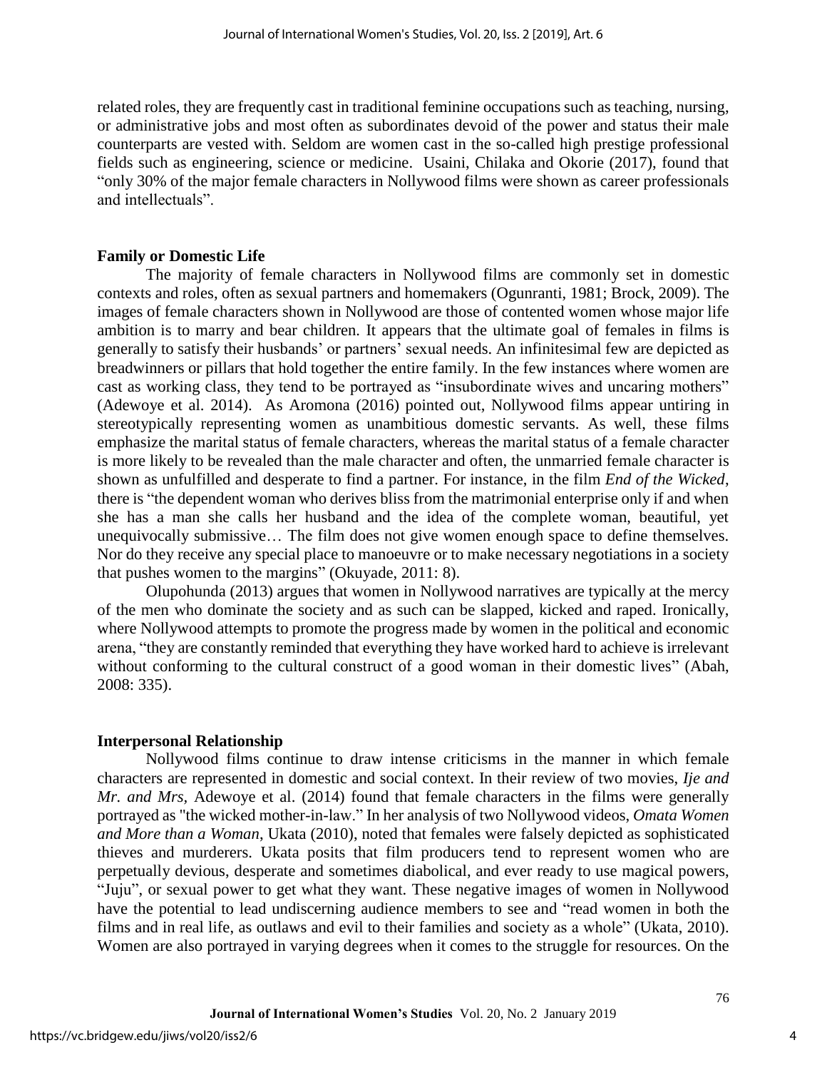related roles, they are frequently cast in traditional feminine occupations such as teaching, nursing, or administrative jobs and most often as subordinates devoid of the power and status their male counterparts are vested with. Seldom are women cast in the so-called high prestige professional fields such as engineering, science or medicine. Usaini, Chilaka and Okorie (2017), found that "only 30% of the major female characters in Nollywood films were shown as career professionals and intellectuals".

**Family or Domestic Life**

The majority of female characters in Nollywood films are commonly set in domestic contexts and roles, often as sexual partners and homemakers (Ogunranti, 1981; Brock, 2009). The images of female characters shown in Nollywood are those of contented women whose major life ambition is to marry and bear children. It appears that the ultimate goal of females in films is generally to satisfy their husbands' or partners' sexual needs. An infinitesimal few are depicted as breadwinners or pillars that hold together the entire family. In the few instances where women are cast as working class, they tend to be portrayed as "insubordinate wives and uncaring mothers" (Adewoye et al. 2014). As Aromona (2016) pointed out, Nollywood films appear untiring in stereotypically representing women as unambitious domestic servants. As well, these films emphasize the marital status of female characters, whereas the marital status of a female character is more likely to be revealed than the male character and often, the unmarried female character is shown as unfulfilled and desperate to find a partner. For instance, in the film *End of the Wicked*, there is "the dependent woman who derives bliss from the matrimonial enterprise only if and when she has a man she calls her husband and the idea of the complete woman, beautiful, yet unequivocally submissive… The film does not give women enough space to define themselves. Nor do they receive any special place to manoeuvre or to make necessary negotiations in a society that pushes women to the margins" (Okuyade, 2011: 8).

Olupohunda (2013) argues that women in Nollywood narratives are typically at the mercy of the men who dominate the society and as such can be slapped, kicked and raped. Ironically, where Nollywood attempts to promote the progress made by women in the political and economic arena, "they are constantly reminded that everything they have worked hard to achieve is irrelevant without conforming to the cultural construct of a good woman in their domestic lives" (Abah, 2008: 335).

**Interpersonal Relationship**

Nollywood films continue to draw intense criticisms in the manner in which female characters are represented in domestic and social context. In their review of two movies, *Ije and Mr. and Mrs*, Adewoye et al. (2014) found that female characters in the films were generally portrayed as "the wicked mother-in-law." In her analysis of two Nollywood videos, *Omata Women and More than a Woman*, Ukata (2010), noted that females were falsely depicted as sophisticated thieves and murderers. Ukata posits that film producers tend to represent women who are perpetually devious, desperate and sometimes diabolical, and ever ready to use magical powers, "Juju", or sexual power to get what they want. These negative images of women in Nollywood have the potential to lead undiscerning audience members to see and "read women in both the films and in real life, as outlaws and evil to their families and society as a whole" (Ukata, 2010). Women are also portrayed in varying degrees when it comes to the struggle for resources. On the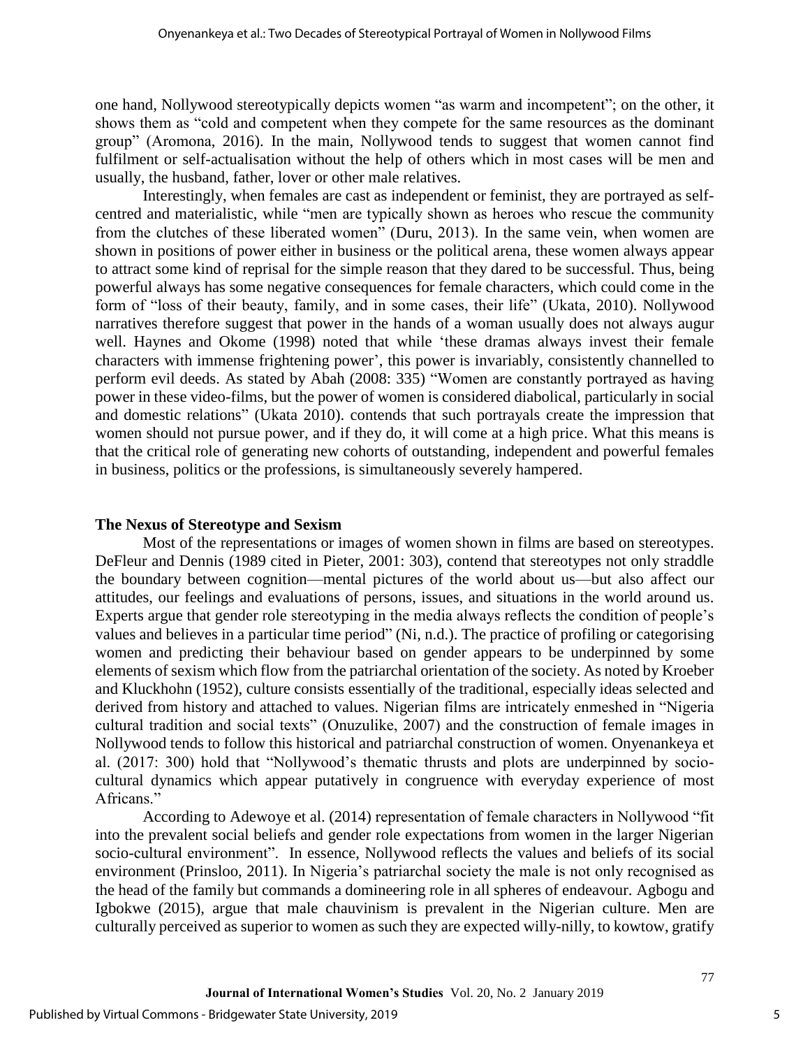one hand, Nollywood stereotypically depicts women "as warm and incompetent"; on the other, it shows them as "cold and competent when they compete for the same resources as the dominant group" (Aromona, 2016). In the main, Nollywood tends to suggest that women cannot find fulfilment or self-actualisation without the help of others which in most cases will be men and usually, the husband, father, lover or other male relatives.

Interestingly, when females are cast as independent or feminist, they are portrayed as self-centred and materialistic, while "men are typically shown as heroes who rescue the community from the clutches of these liberated women" (Duru, 2013). In the same vein, when women are shown in positions of power either in business or the political arena, these women always appear to attract some kind of reprisal for the simple reason that they dared to be successful. Thus, being powerful always has some negative consequences for female characters, which could come in the form of "loss of their beauty, family, and in some cases, their life" (Ukata, 2010). Nollywood narratives therefore suggest that power in the hands of a woman usually does not always augur well. Haynes and Okome (1998) noted that while 'these dramas always invest their female characters with immense frightening power', this power is invariably, consistently channelled to perform evil deeds. As stated by Abah (2008: 335) "Women are constantly portrayed as having power in these video-films, but the power of women is considered diabolical, particularly in social and domestic relations" (Ukata 2010). contends that such portrayals create the impression that women should not pursue power, and if they do, it will come at a high price. What this means is that the critical role of generating new cohorts of outstanding, independent and powerful females in business, politics or the professions, is simultaneously severely hampered.

## The Nexus of Stereotype and Sexism

Most of the representations or images of women shown in films are based on stereotypes. DeFleur and Dennis (1989 cited in Pieter, 2001: 303), contend that stereotypes not only straddle the boundary between cognition—mental pictures of the world about us—but also affect our attitudes, our feelings and evaluations of persons, issues, and situations in the world around us. Experts argue that gender role stereotyping in the media always reflects the condition of people's values and believes in a particular time period" (Ni, n.d.). The practice of profiling or categorising women and predicting their behaviour based on gender appears to be underpinned by some elements of sexism which flow from the patriarchal orientation of the society. As noted by Kroeber and Kluckhohn (1952), culture consists essentially of the traditional, especially ideas selected and derived from history and attached to values. Nigerian films are intricately enmeshed in "Nigeria cultural tradition and social texts" (Onuzulike, 2007) and the construction of female images in Nollywood tends to follow this historical and patriarchal construction of women. Onyenankeya et al. (2017: 300) hold that "Nollywood's thematic thrusts and plots are underpinned by socio-cultural dynamics which appear putatively in congruence with everyday experience of most Africans."

According to Adewoye et al. (2014) representation of female characters in Nollywood "fit into the prevalent social beliefs and gender role expectations from women in the larger Nigerian socio-cultural environment". In essence, Nollywood reflects the values and beliefs of its social environment (Prinsloo, 2011). In Nigeria's patriarchal society the male is not only recognised as the head of the family but commands a domineering role in all spheres of endeavour. Agbogu and Igbokwe (2015), argue that male chauvinism is prevalent in the Nigerian culture. Men are culturally perceived as superior to women as such they are expected willy-nilly, to kowtow, gratify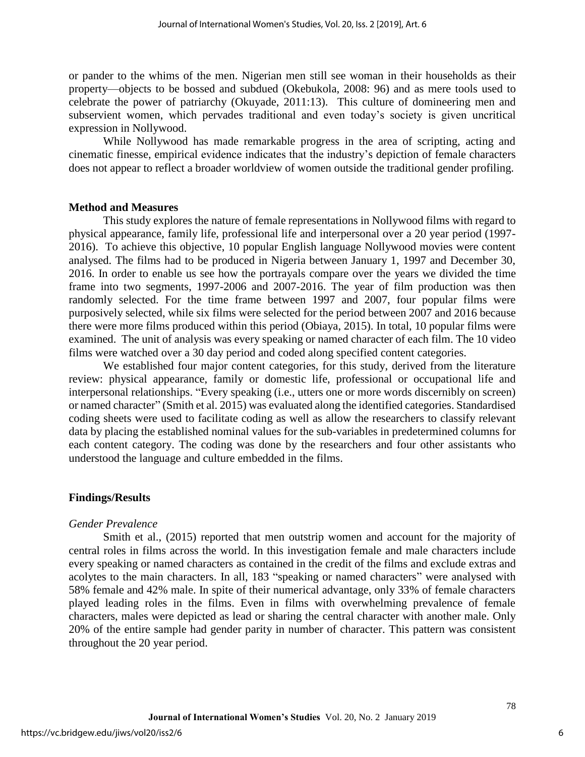or pander to the whims of the men. Nigerian men still see woman in their households as their property—objects to be bossed and subdued (Okebukola, 2008: 96) and as mere tools used to celebrate the power of patriarchy (Okuyade, 2011:13). This culture of domineering men and subservient women, which pervades traditional and even today's society is given uncritical expression in Nollywood.

While Nollywood has made remarkable progress in the area of scripting, acting and cinematic finesse, empirical evidence indicates that the industry's depiction of female characters does not appear to reflect a broader worldview of women outside the traditional gender profiling.

## Method and Measures

This study explores the nature of female representations in Nollywood films with regard to physical appearance, family life, professional life and interpersonal over a 20 year period (1997-2016). To achieve this objective, 10 popular English language Nollywood movies were content analysed. The films had to be produced in Nigeria between January 1, 1997 and December 30, 2016. In order to enable us see how the portrayals compare over the years we divided the time frame into two segments, 1997-2006 and 2007-2016. The year of film production was then randomly selected. For the time frame between 1997 and 2007, four popular films were purposively selected, while six films were selected for the period between 2007 and 2016 because there were more films produced within this period (Obiaya, 2015). In total, 10 popular films were examined. The unit of analysis was every speaking or named character of each film. The 10 video films were watched over a 30 day period and coded along specified content categories.

We established four major content categories, for this study, derived from the literature review: physical appearance, family or domestic life, professional or occupational life and interpersonal relationships. "Every speaking (i.e., utters one or more words discernibly on screen) or named character" (Smith et al. 2015) was evaluated along the identified categories. Standardised coding sheets were used to facilitate coding as well as allow the researchers to classify relevant data by placing the established nominal values for the sub-variables in predetermined columns for each content category. The coding was done by the researchers and four other assistants who understood the language and culture embedded in the films.

## Findings/Results

### *Gender Prevalence*

Smith et al., (2015) reported that men outstrip women and account for the majority of central roles in films across the world. In this investigation female and male characters include every speaking or named characters as contained in the credit of the films and exclude extras and acolytes to the main characters. In all, 183 "speaking or named characters" were analysed with 58% female and 42% male. In spite of their numerical advantage, only 33% of female characters played leading roles in the films. Even in films with overwhelming prevalence of female characters, males were depicted as lead or sharing the central character with another male. Only 20% of the entire sample had gender parity in number of character. This pattern was consistent throughout the 20 year period.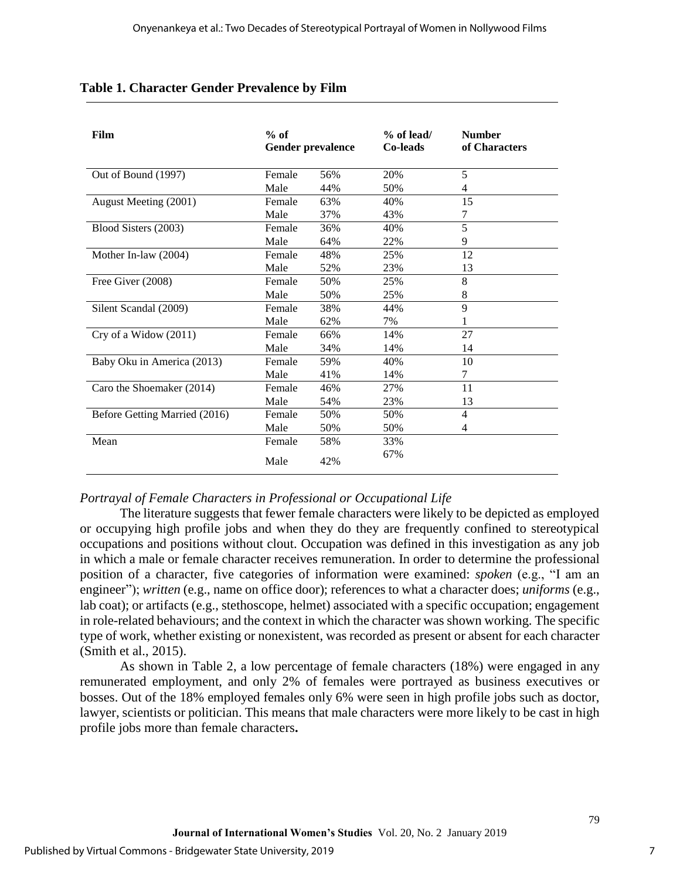**Table 1. Character Gender Prevalence by Film**

| Film | % of Gender prevalence | | % of lead/ Co-leads | Number of Characters |
|---|---|---|---|---|
| Out of Bound (1997) | Female | 56% | 20% | 5 |
| | Male | 44% | 50% | 4 |
| August Meeting (2001) | Female | 63% | 40% | 15 |
| | Male | 37% | 43% | 7 |
| Blood Sisters (2003) | Female | 36% | 40% | 5 |
| | Male | 64% | 22% | 9 |
| Mother In-law (2004) | Female | 48% | 25% | 12 |
| | Male | 52% | 23% | 13 |
| Free Giver (2008) | Female | 50% | 25% | 8 |
| | Male | 50% | 25% | 8 |
| Silent Scandal (2009) | Female | 38% | 44% | 9 |
| | Male | 62% | 7% | 1 |
| Cry of a Widow (2011) | Female | 66% | 14% | 27 |
| | Male | 34% | 14% | 14 |
| Baby Oku in America (2013) | Female | 59% | 40% | 10 |
| | Male | 41% | 14% | 7 |
| Caro the Shoemaker (2014) | Female | 46% | 27% | 11 |
| | Male | 54% | 23% | 13 |
| Before Getting Married (2016) | Female | 50% | 50% | 4 |
| | Male | 50% | 50% | 4 |
| Mean | Female | 58% | 33% | |
| | Male | 42% | 67% | |

*Portrayal of Female Characters in Professional or Occupational Life*

The literature suggests that fewer female characters were likely to be depicted as employed or occupying high profile jobs and when they do they are frequently confined to stereotypical occupations and positions without clout. Occupation was defined in this investigation as any job in which a male or female character receives remuneration. In order to determine the professional position of a character, five categories of information were examined: *spoken* (e.g., "I am an engineer"); *written* (e.g., name on office door); references to what a character does; *uniforms* (e.g., lab coat); or artifacts (e.g., stethoscope, helmet) associated with a specific occupation; engagement in role-related behaviours; and the context in which the character was shown working. The specific type of work, whether existing or nonexistent, was recorded as present or absent for each character (Smith et al., 2015).

As shown in Table 2, a low percentage of female characters (18%) were engaged in any remunerated employment, and only 2% of females were portrayed as business executives or bosses. Out of the 18% employed females only 6% were seen in high profile jobs such as doctor, lawyer, scientists or politician. This means that male characters were more likely to be cast in high profile jobs more than female characters**.**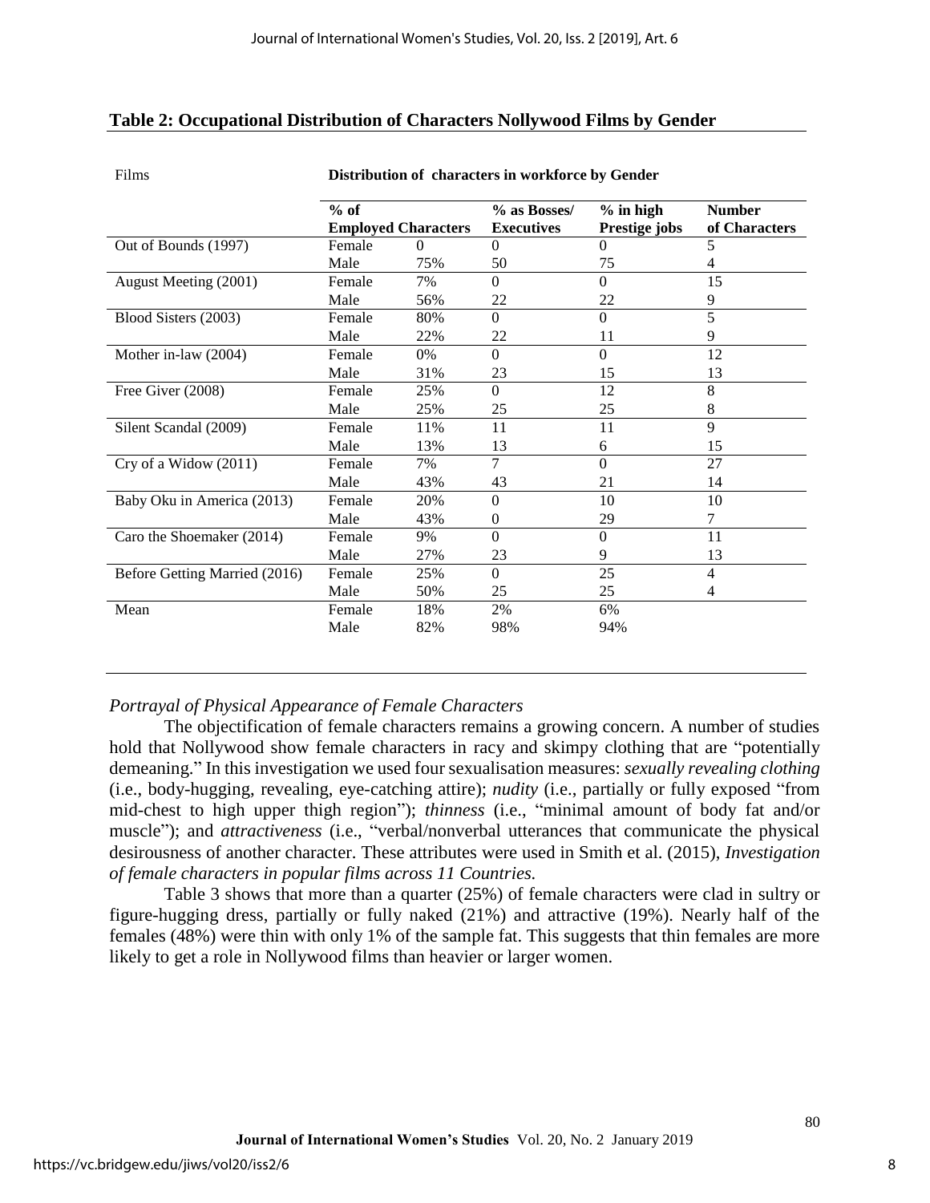**Table 2: Occupational Distribution of Characters Nollywood Films by Gender**

| Films | Distribution of characters in workforce by Gender | | | | |
|---|---|---|---|---|---|
| | % of Employed Characters | | % as Bosses/ Executives | % in high Prestige jobs | Number of Characters |
| Out of Bounds (1997) | Female | 0 | 0 | 0 | 5 |
| | Male | 75% | 50 | 75 | 4 |
| August Meeting (2001) | Female | 7% | 0 | 0 | 15 |
| | Male | 56% | 22 | 22 | 9 |
| Blood Sisters (2003) | Female | 80% | 0 | 0 | 5 |
| | Male | 22% | 22 | 11 | 9 |
| Mother in-law (2004) | Female | 0% | 0 | 0 | 12 |
| | Male | 31% | 23 | 15 | 13 |
| Free Giver (2008) | Female | 25% | 0 | 12 | 8 |
| | Male | 25% | 25 | 25 | 8 |
| Silent Scandal (2009) | Female | 11% | 11 | 11 | 9 |
| | Male | 13% | 13 | 6 | 15 |
| Cry of a Widow (2011) | Female | 7% | 7 | 0 | 27 |
| | Male | 43% | 43 | 21 | 14 |
| Baby Oku in America (2013) | Female | 20% | 0 | 10 | 10 |
| | Male | 43% | 0 | 29 | 7 |
| Caro the Shoemaker (2014) | Female | 9% | 0 | 0 | 11 |
| | Male | 27% | 23 | 9 | 13 |
| Before Getting Married (2016) | Female | 25% | 0 | 25 | 4 |
| | Male | 50% | 25 | 25 | 4 |
| Mean | Female | 18% | 2% | 6% | |
| | Male | 82% | 98% | 94% | |

*Portrayal of Physical Appearance of Female Characters*

The objectification of female characters remains a growing concern. A number of studies hold that Nollywood show female characters in racy and skimpy clothing that are "potentially demeaning." In this investigation we used four sexualisation measures: *sexually revealing clothing* (i.e., body-hugging, revealing, eye-catching attire); *nudity* (i.e., partially or fully exposed "from mid-chest to high upper thigh region"); *thinness* (i.e., "minimal amount of body fat and/or muscle"); and *attractiveness* (i.e., "verbal/nonverbal utterances that communicate the physical desirousness of another character. These attributes were used in Smith et al. (2015), *Investigation of female characters in popular films across 11 Countries.*

Table 3 shows that more than a quarter (25%) of female characters were clad in sultry or figure-hugging dress, partially or fully naked (21%) and attractive (19%). Nearly half of the females (48%) were thin with only 1% of the sample fat. This suggests that thin females are more likely to get a role in Nollywood films than heavier or larger women.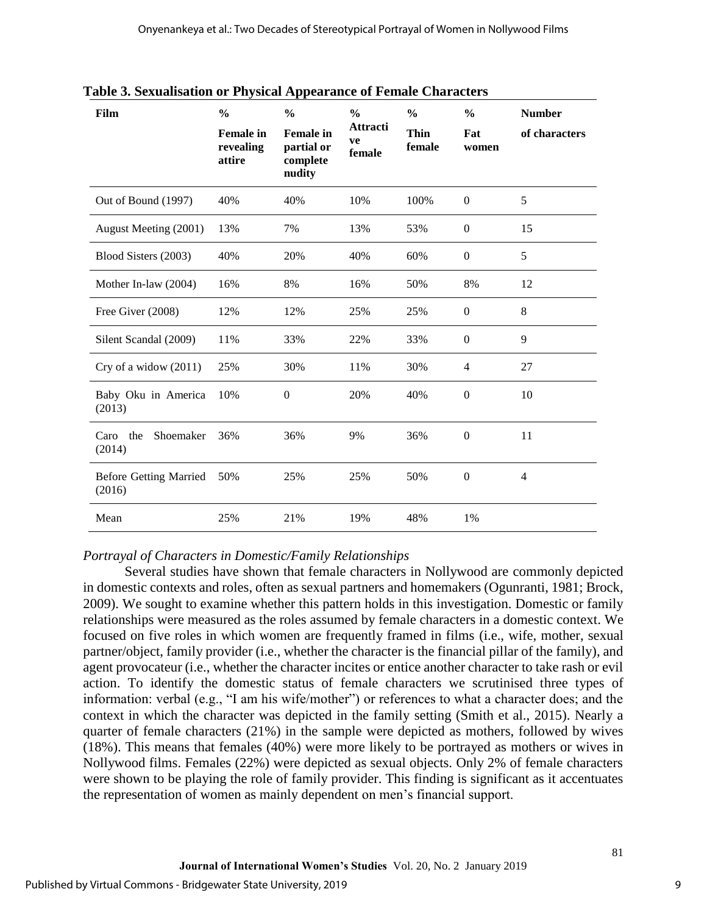**Table 3. Sexualisation or Physical Appearance of Female Characters**

| Film | % Female in revealing attire | % Female in partial or complete nudity | % Attractive female | % Thin female | % Fat women | Number of characters |
|---|---|---|---|---|---|---|
| Out of Bound (1997) | 40% | 40% | 10% | 100% | 0 | 5 |
| August Meeting (2001) | 13% | 7% | 13% | 53% | 0 | 15 |
| Blood Sisters (2003) | 40% | 20% | 40% | 60% | 0 | 5 |
| Mother In-law (2004) | 16% | 8% | 16% | 50% | 8% | 12 |
| Free Giver (2008) | 12% | 12% | 25% | 25% | 0 | 8 |
| Silent Scandal (2009) | 11% | 33% | 22% | 33% | 0 | 9 |
| Cry of a widow (2011) | 25% | 30% | 11% | 30% | 4 | 27 |
| Baby Oku in America (2013) | 10% | 0 | 20% | 40% | 0 | 10 |
| Caro the Shoemaker (2014) | 36% | 36% | 9% | 36% | 0 | 11 |
| Before Getting Married (2016) | 50% | 25% | 25% | 50% | 0 | 4 |
| Mean | 25% | 21% | 19% | 48% | 1% | |

*Portrayal of Characters in Domestic/Family Relationships*

Several studies have shown that female characters in Nollywood are commonly depicted in domestic contexts and roles, often as sexual partners and homemakers (Ogunranti, 1981; Brock, 2009). We sought to examine whether this pattern holds in this investigation. Domestic or family relationships were measured as the roles assumed by female characters in a domestic context. We focused on five roles in which women are frequently framed in films (i.e., wife, mother, sexual partner/object, family provider (i.e., whether the character is the financial pillar of the family), and agent provocateur (i.e., whether the character incites or entice another character to take rash or evil action. To identify the domestic status of female characters we scrutinised three types of information: verbal (e.g., "I am his wife/mother") or references to what a character does; and the context in which the character was depicted in the family setting (Smith et al., 2015). Nearly a quarter of female characters (21%) in the sample were depicted as mothers, followed by wives (18%). This means that females (40%) were more likely to be portrayed as mothers or wives in Nollywood films. Females (22%) were depicted as sexual objects. Only 2% of female characters were shown to be playing the role of family provider. This finding is significant as it accentuates the representation of women as mainly dependent on men's financial support.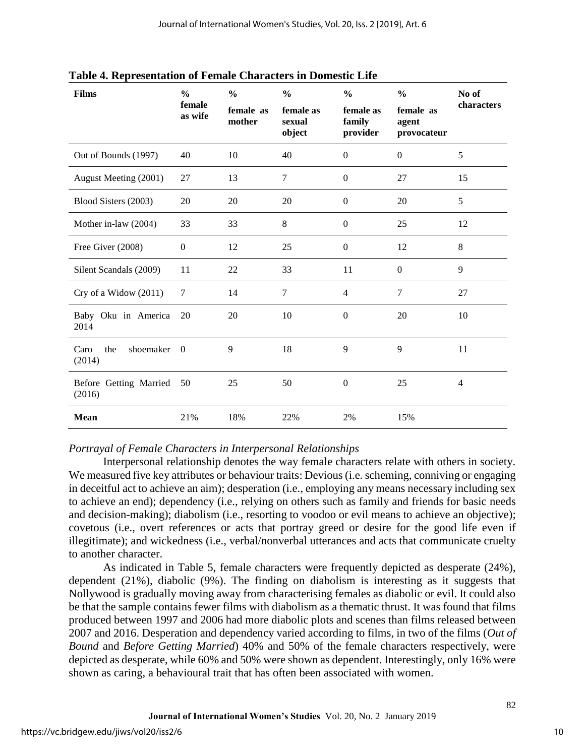**Table 4. Representation of Female Characters in Domestic Life**

| Films | % female as wife | % female as mother | % female as sexual object | % female as family provider | % female as agent provocateur | No of characters |
|---|---|---|---|---|---|---|
| Out of Bounds (1997) | 40 | 10 | 40 | 0 | 0 | 5 |
| August Meeting (2001) | 27 | 13 | 7 | 0 | 27 | 15 |
| Blood Sisters (2003) | 20 | 20 | 20 | 0 | 20 | 5 |
| Mother in-law (2004) | 33 | 33 | 8 | 0 | 25 | 12 |
| Free Giver (2008) | 0 | 12 | 25 | 0 | 12 | 8 |
| Silent Scandals (2009) | 11 | 22 | 33 | 11 | 0 | 9 |
| Cry of a Widow (2011) | 7 | 14 | 7 | 4 | 7 | 27 |
| Baby Oku in America 2014 | 20 | 20 | 10 | 0 | 20 | 10 |
| Caro the shoemaker (2014) | 0 | 9 | 18 | 9 | 9 | 11 |
| Before Getting Married (2016) | 50 | 25 | 50 | 0 | 25 | 4 |
| **Mean** | 21% | 18% | 22% | 2% | 15% | |

*Portrayal of Female Characters in Interpersonal Relationships*

Interpersonal relationship denotes the way female characters relate with others in society. We measured five key attributes or behaviour traits: Devious (i.e. scheming, conniving or engaging in deceitful act to achieve an aim); desperation (i.e., employing any means necessary including sex to achieve an end); dependency (i.e., relying on others such as family and friends for basic needs and decision-making); diabolism (i.e., resorting to voodoo or evil means to achieve an objective); covetous (i.e., overt references or acts that portray greed or desire for the good life even if illegitimate); and wickedness (i.e., verbal/nonverbal utterances and acts that communicate cruelty to another character.

As indicated in Table 5, female characters were frequently depicted as desperate (24%), dependent (21%), diabolic (9%). The finding on diabolism is interesting as it suggests that Nollywood is gradually moving away from characterising females as diabolic or evil. It could also be that the sample contains fewer films with diabolism as a thematic thrust. It was found that films produced between 1997 and 2006 had more diabolic plots and scenes than films released between 2007 and 2016. Desperation and dependency varied according to films, in two of the films (*Out of Bound* and *Before Getting Married*) 40% and 50% of the female characters respectively, were depicted as desperate, while 60% and 50% were shown as dependent. Interestingly, only 16% were shown as caring, a behavioural trait that has often been associated with women.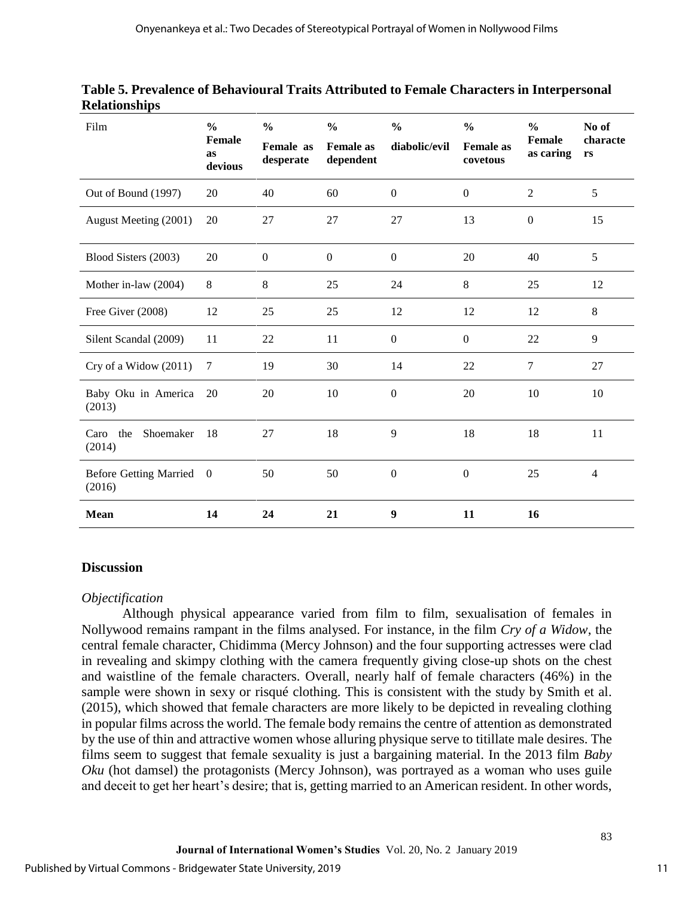**Table 5. Prevalence of Behavioural Traits Attributed to Female Characters in Interpersonal Relationships**

| Film | % Female as devious | % Female as desperate | % Female as dependent | % diabolic/evil | % Female as covetous | % Female as caring | No of characters |
|---|---|---|---|---|---|---|---|
| Out of Bound (1997) | 20 | 40 | 60 | 0 | 0 | 2 | 5 |
| August Meeting (2001) | 20 | 27 | 27 | 27 | 13 | 0 | 15 |
| Blood Sisters (2003) | 20 | 0 | 0 | 0 | 20 | 40 | 5 |
| Mother in-law (2004) | 8 | 8 | 25 | 24 | 8 | 25 | 12 |
| Free Giver (2008) | 12 | 25 | 25 | 12 | 12 | 12 | 8 |
| Silent Scandal (2009) | 11 | 22 | 11 | 0 | 0 | 22 | 9 |
| Cry of a Widow (2011) | 7 | 19 | 30 | 14 | 22 | 7 | 27 |
| Baby Oku in America (2013) | 20 | 20 | 10 | 0 | 20 | 10 | 10 |
| Caro the Shoemaker (2014) | 18 | 27 | 18 | 9 | 18 | 18 | 11 |
| Before Getting Married (2016) | 0 | 50 | 50 | 0 | 0 | 25 | 4 |
| **Mean** | **14** | **24** | **21** | **9** | **11** | **16** | |

## Discussion

### *Objectification*

Although physical appearance varied from film to film, sexualisation of females in Nollywood remains rampant in the films analysed. For instance, in the film *Cry of a Widow*, the central female character, Chidimma (Mercy Johnson) and the four supporting actresses were clad in revealing and skimpy clothing with the camera frequently giving close-up shots on the chest and waistline of the female characters. Overall, nearly half of female characters (46%) in the sample were shown in sexy or risqué clothing. This is consistent with the study by Smith et al. (2015), which showed that female characters are more likely to be depicted in revealing clothing in popular films across the world. The female body remains the centre of attention as demonstrated by the use of thin and attractive women whose alluring physique serve to titillate male desires. The films seem to suggest that female sexuality is just a bargaining material. In the 2013 film *Baby Oku* (hot damsel) the protagonists (Mercy Johnson), was portrayed as a woman who uses guile and deceit to get her heart's desire; that is, getting married to an American resident. In other words,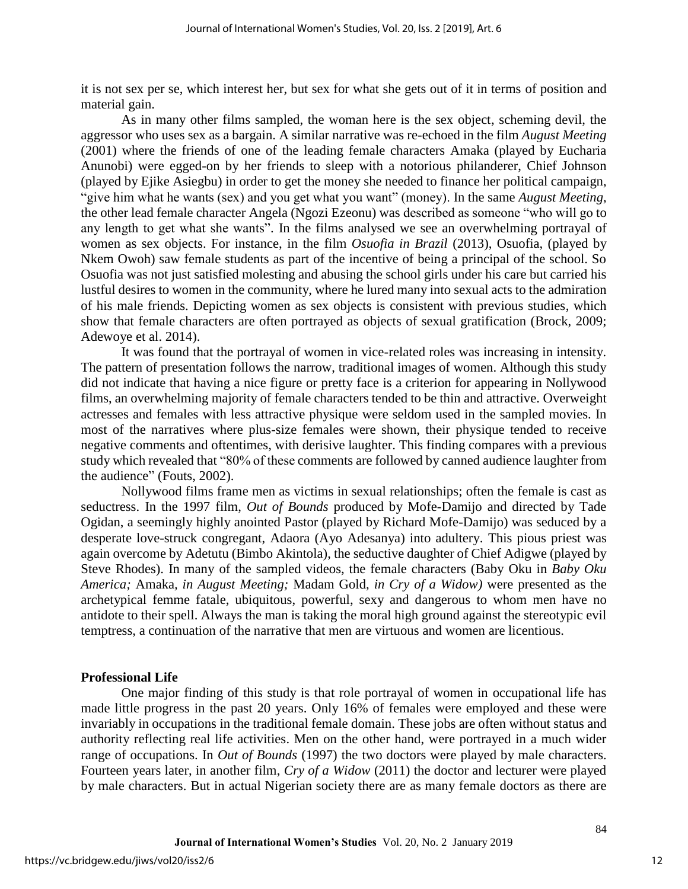it is not sex per se, which interest her, but sex for what she gets out of it in terms of position and material gain.

As in many other films sampled, the woman here is the sex object, scheming devil, the aggressor who uses sex as a bargain. A similar narrative was re-echoed in the film *August Meeting* (2001) where the friends of one of the leading female characters Amaka (played by Eucharia Anunobi) were egged-on by her friends to sleep with a notorious philanderer, Chief Johnson (played by Ejike Asiegbu) in order to get the money she needed to finance her political campaign, "give him what he wants (sex) and you get what you want" (money). In the same *August Meeting*, the other lead female character Angela (Ngozi Ezeonu) was described as someone "who will go to any length to get what she wants". In the films analysed we see an overwhelming portrayal of women as sex objects. For instance, in the film *Osuofia in Brazil* (2013), Osuofia, (played by Nkem Owoh) saw female students as part of the incentive of being a principal of the school. So Osuofia was not just satisfied molesting and abusing the school girls under his care but carried his lustful desires to women in the community, where he lured many into sexual acts to the admiration of his male friends. Depicting women as sex objects is consistent with previous studies, which show that female characters are often portrayed as objects of sexual gratification (Brock, 2009; Adewoye et al. 2014).

It was found that the portrayal of women in vice-related roles was increasing in intensity. The pattern of presentation follows the narrow, traditional images of women. Although this study did not indicate that having a nice figure or pretty face is a criterion for appearing in Nollywood films, an overwhelming majority of female characters tended to be thin and attractive. Overweight actresses and females with less attractive physique were seldom used in the sampled movies. In most of the narratives where plus-size females were shown, their physique tended to receive negative comments and oftentimes, with derisive laughter. This finding compares with a previous study which revealed that "80% of these comments are followed by canned audience laughter from the audience" (Fouts, 2002).

Nollywood films frame men as victims in sexual relationships; often the female is cast as seductress. In the 1997 film, *Out of Bounds* produced by Mofe-Damijo and directed by Tade Ogidan, a seemingly highly anointed Pastor (played by Richard Mofe-Damijo) was seduced by a desperate love-struck congregant, Adaora (Ayo Adesanya) into adultery. This pious priest was again overcome by Adetutu (Bimbo Akintola), the seductive daughter of Chief Adigwe (played by Steve Rhodes). In many of the sampled videos, the female characters (Baby Oku in *Baby Oku America;* Amaka, *in August Meeting;* Madam Gold, *in Cry of a Widow)* were presented as the archetypical femme fatale, ubiquitous, powerful, sexy and dangerous to whom men have no antidote to their spell. Always the man is taking the moral high ground against the stereotypic evil temptress, a continuation of the narrative that men are virtuous and women are licentious.

## Professional Life

One major finding of this study is that role portrayal of women in occupational life has made little progress in the past 20 years. Only 16% of females were employed and these were invariably in occupations in the traditional female domain. These jobs are often without status and authority reflecting real life activities. Men on the other hand, were portrayed in a much wider range of occupations. In *Out of Bounds* (1997) the two doctors were played by male characters. Fourteen years later, in another film, *Cry of a Widow* (2011) the doctor and lecturer were played by male characters. But in actual Nigerian society there are as many female doctors as there are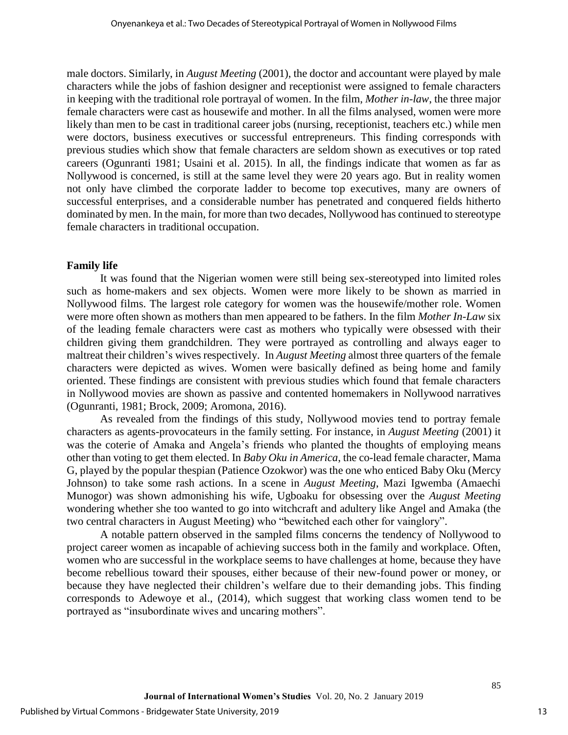male doctors. Similarly, in *August Meeting* (2001), the doctor and accountant were played by male characters while the jobs of fashion designer and receptionist were assigned to female characters in keeping with the traditional role portrayal of women. In the film, *Mother in-law*, the three major female characters were cast as housewife and mother. In all the films analysed, women were more likely than men to be cast in traditional career jobs (nursing, receptionist, teachers etc.) while men were doctors, business executives or successful entrepreneurs. This finding corresponds with previous studies which show that female characters are seldom shown as executives or top rated careers (Ogunranti 1981; Usaini et al. 2015). In all, the findings indicate that women as far as Nollywood is concerned, is still at the same level they were 20 years ago. But in reality women not only have climbed the corporate ladder to become top executives, many are owners of successful enterprises, and a considerable number has penetrated and conquered fields hitherto dominated by men. In the main, for more than two decades, Nollywood has continued to stereotype female characters in traditional occupation.

**Family life**

It was found that the Nigerian women were still being sex-stereotyped into limited roles such as home-makers and sex objects. Women were more likely to be shown as married in Nollywood films. The largest role category for women was the housewife/mother role. Women were more often shown as mothers than men appeared to be fathers. In the film *Mother In-Law* six of the leading female characters were cast as mothers who typically were obsessed with their children giving them grandchildren. They were portrayed as controlling and always eager to maltreat their children's wives respectively. In *August Meeting* almost three quarters of the female characters were depicted as wives. Women were basically defined as being home and family oriented. These findings are consistent with previous studies which found that female characters in Nollywood movies are shown as passive and contented homemakers in Nollywood narratives (Ogunranti, 1981; Brock, 2009; Aromona, 2016).

As revealed from the findings of this study, Nollywood movies tend to portray female characters as agents-provocateurs in the family setting. For instance, in *August Meeting* (2001) it was the coterie of Amaka and Angela's friends who planted the thoughts of employing means other than voting to get them elected. In *Baby Oku in America*, the co-lead female character, Mama G, played by the popular thespian (Patience Ozokwor) was the one who enticed Baby Oku (Mercy Johnson) to take some rash actions. In a scene in *August Meeting*, Mazi Igwemba (Amaechi Munogor) was shown admonishing his wife, Ugboaku for obsessing over the *August Meeting* wondering whether she too wanted to go into witchcraft and adultery like Angel and Amaka (the two central characters in August Meeting) who "bewitched each other for vainglory".

A notable pattern observed in the sampled films concerns the tendency of Nollywood to project career women as incapable of achieving success both in the family and workplace. Often, women who are successful in the workplace seems to have challenges at home, because they have become rebellious toward their spouses, either because of their new-found power or money, or because they have neglected their children's welfare due to their demanding jobs. This finding corresponds to Adewoye et al., (2014), which suggest that working class women tend to be portrayed as "insubordinate wives and uncaring mothers".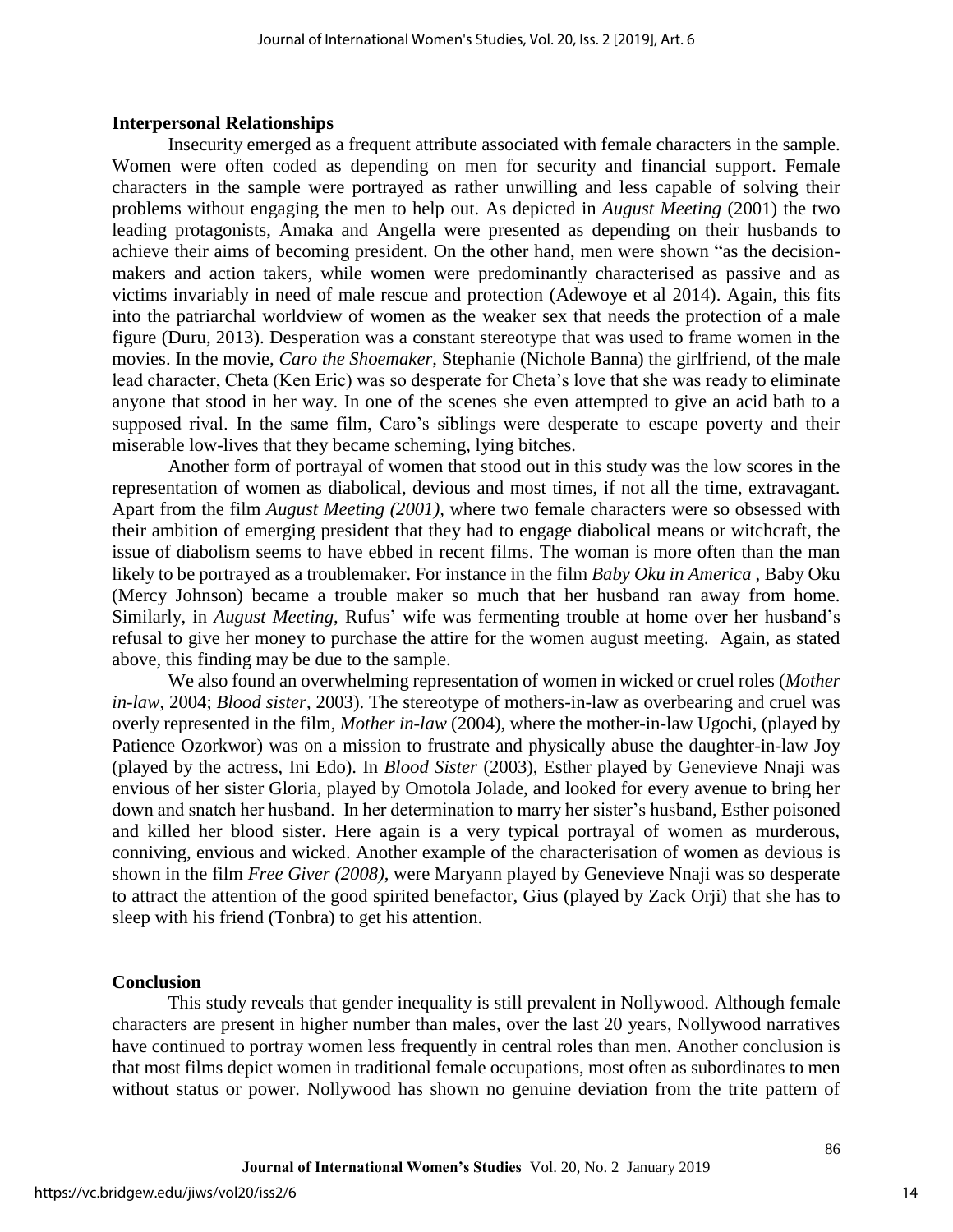## Interpersonal Relationships

Insecurity emerged as a frequent attribute associated with female characters in the sample. Women were often coded as depending on men for security and financial support. Female characters in the sample were portrayed as rather unwilling and less capable of solving their problems without engaging the men to help out. As depicted in *August Meeting* (2001) the two leading protagonists, Amaka and Angella were presented as depending on their husbands to achieve their aims of becoming president. On the other hand, men were shown "as the decision-makers and action takers, while women were predominantly characterised as passive and as victims invariably in need of male rescue and protection (Adewoye et al 2014). Again, this fits into the patriarchal worldview of women as the weaker sex that needs the protection of a male figure (Duru, 2013). Desperation was a constant stereotype that was used to frame women in the movies. In the movie, *Caro the Shoemaker*, Stephanie (Nichole Banna) the girlfriend, of the male lead character, Cheta (Ken Eric) was so desperate for Cheta's love that she was ready to eliminate anyone that stood in her way. In one of the scenes she even attempted to give an acid bath to a supposed rival. In the same film, Caro's siblings were desperate to escape poverty and their miserable low-lives that they became scheming, lying bitches.

Another form of portrayal of women that stood out in this study was the low scores in the representation of women as diabolical, devious and most times, if not all the time, extravagant. Apart from the film *August Meeting (2001)*, where two female characters were so obsessed with their ambition of emerging president that they had to engage diabolical means or witchcraft, the issue of diabolism seems to have ebbed in recent films. The woman is more often than the man likely to be portrayed as a troublemaker. For instance in the film *Baby Oku in America* , Baby Oku (Mercy Johnson) became a trouble maker so much that her husband ran away from home. Similarly, in *August Meeting*, Rufus' wife was fermenting trouble at home over her husband's refusal to give her money to purchase the attire for the women august meeting. Again, as stated above, this finding may be due to the sample.

We also found an overwhelming representation of women in wicked or cruel roles (*Mother in-law*, 2004; *Blood sister*, 2003). The stereotype of mothers-in-law as overbearing and cruel was overly represented in the film, *Mother in-law* (2004), where the mother-in-law Ugochi, (played by Patience Ozorkwor) was on a mission to frustrate and physically abuse the daughter-in-law Joy (played by the actress, Ini Edo). In *Blood Sister* (2003), Esther played by Genevieve Nnaji was envious of her sister Gloria, played by Omotola Jolade, and looked for every avenue to bring her down and snatch her husband. In her determination to marry her sister's husband, Esther poisoned and killed her blood sister. Here again is a very typical portrayal of women as murderous, conniving, envious and wicked. Another example of the characterisation of women as devious is shown in the film *Free Giver (2008)*, were Maryann played by Genevieve Nnaji was so desperate to attract the attention of the good spirited benefactor, Gius (played by Zack Orji) that she has to sleep with his friend (Tonbra) to get his attention.

## Conclusion

This study reveals that gender inequality is still prevalent in Nollywood. Although female characters are present in higher number than males, over the last 20 years, Nollywood narratives have continued to portray women less frequently in central roles than men. Another conclusion is that most films depict women in traditional female occupations, most often as subordinates to men without status or power. Nollywood has shown no genuine deviation from the trite pattern of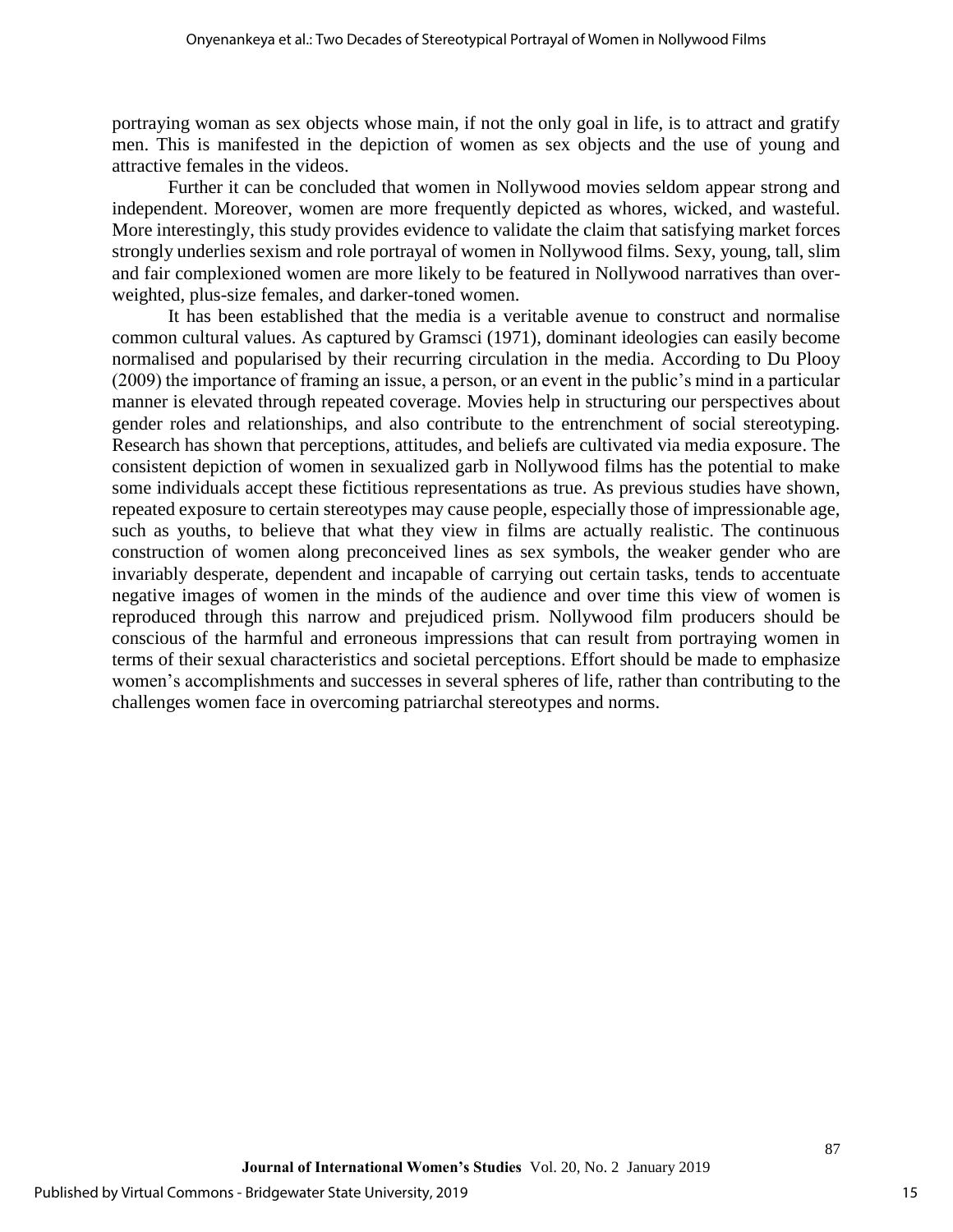portraying woman as sex objects whose main, if not the only goal in life, is to attract and gratify men. This is manifested in the depiction of women as sex objects and the use of young and attractive females in the videos.

Further it can be concluded that women in Nollywood movies seldom appear strong and independent. Moreover, women are more frequently depicted as whores, wicked, and wasteful. More interestingly, this study provides evidence to validate the claim that satisfying market forces strongly underlies sexism and role portrayal of women in Nollywood films. Sexy, young, tall, slim and fair complexioned women are more likely to be featured in Nollywood narratives than over-weighted, plus-size females, and darker-toned women.

It has been established that the media is a veritable avenue to construct and normalise common cultural values. As captured by Gramsci (1971), dominant ideologies can easily become normalised and popularised by their recurring circulation in the media. According to Du Plooy (2009) the importance of framing an issue, a person, or an event in the public's mind in a particular manner is elevated through repeated coverage. Movies help in structuring our perspectives about gender roles and relationships, and also contribute to the entrenchment of social stereotyping. Research has shown that perceptions, attitudes, and beliefs are cultivated via media exposure. The consistent depiction of women in sexualized garb in Nollywood films has the potential to make some individuals accept these fictitious representations as true. As previous studies have shown, repeated exposure to certain stereotypes may cause people, especially those of impressionable age, such as youths, to believe that what they view in films are actually realistic. The continuous construction of women along preconceived lines as sex symbols, the weaker gender who are invariably desperate, dependent and incapable of carrying out certain tasks, tends to accentuate negative images of women in the minds of the audience and over time this view of women is reproduced through this narrow and prejudiced prism. Nollywood film producers should be conscious of the harmful and erroneous impressions that can result from portraying women in terms of their sexual characteristics and societal perceptions. Effort should be made to emphasize women's accomplishments and successes in several spheres of life, rather than contributing to the challenges women face in overcoming patriarchal stereotypes and norms.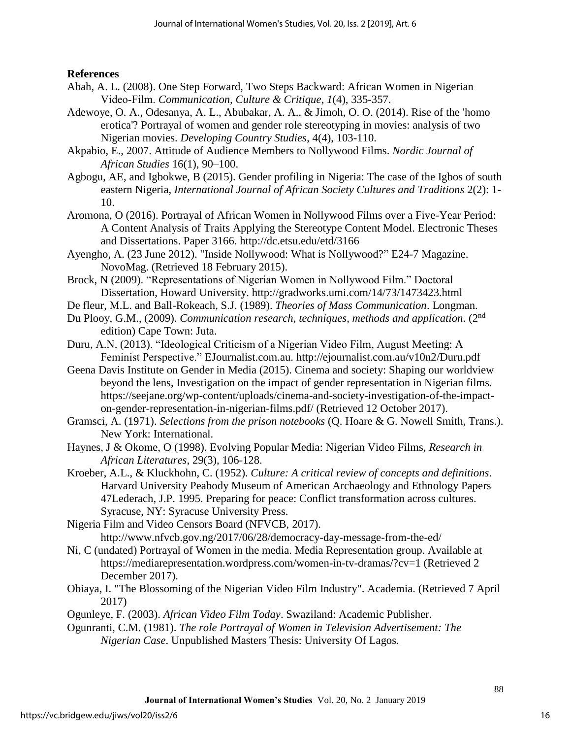**References**

Abah, A. L. (2008). One Step Forward, Two Steps Backward: African Women in Nigerian Video-Film. *Communication, Culture & Critique*, *1*(4), 335-357.

Adewoye, O. A., Odesanya, A. L., Abubakar, A. A., & Jimoh, O. O. (2014). Rise of the 'homo erotica'? Portrayal of women and gender role stereotyping in movies: analysis of two Nigerian movies. *Developing Country Studies*, 4(4), 103-110.

Akpabio, E., 2007. Attitude of Audience Members to Nollywood Films. *Nordic Journal of African Studies* 16(1), 90–100.

Agbogu, AE, and Igbokwe, B (2015). Gender profiling in Nigeria: The case of the Igbos of south eastern Nigeria, *International Journal of African Society Cultures and Traditions* 2(2): 1-10.

Aromona, O (2016). Portrayal of African Women in Nollywood Films over a Five-Year Period: A Content Analysis of Traits Applying the Stereotype Content Model. Electronic Theses and Dissertations. Paper 3166. http://dc.etsu.edu/etd/3166

Ayengho, A. (23 June 2012). "Inside Nollywood: What is Nollywood?" E24-7 Magazine. NovoMag. (Retrieved 18 February 2015).

Brock, N (2009). "Representations of Nigerian Women in Nollywood Film." Doctoral Dissertation, Howard University. http://gradworks.umi.com/14/73/1473423.html

De fleur, M.L. and Ball-Rokeach, S.J. (1989). *Theories of Mass Communication*. Longman.

Du Plooy, G.M., (2009). *Communication research, techniques, methods and application*. (2nd edition) Cape Town: Juta.

Duru, A.N. (2013). "Ideological Criticism of a Nigerian Video Film, August Meeting: A Feminist Perspective." EJournalist.com.au. http://ejournalist.com.au/v10n2/Duru.pdf

Geena Davis Institute on Gender in Media (2015). Cinema and society: Shaping our worldview beyond the lens, Investigation on the impact of gender representation in Nigerian films. https://seejane.org/wp-content/uploads/cinema-and-society-investigation-of-the-impact-on-gender-representation-in-nigerian-films.pdf/ (Retrieved 12 October 2017).

Gramsci, A. (1971). *Selections from the prison notebooks* (Q. Hoare & G. Nowell Smith, Trans.). New York: International.

Haynes, J & Okome, O (1998). Evolving Popular Media: Nigerian Video Films, *Research in African Literatures*, 29(3), 106-128.

Kroeber, A.L., & Kluckhohn, C. (1952). *Culture: A critical review of concepts and definitions*. Harvard University Peabody Museum of American Archaeology and Ethnology Papers 47Lederach, J.P. 1995. Preparing for peace: Conflict transformation across cultures. Syracuse, NY: Syracuse University Press.

Nigeria Film and Video Censors Board (NFVCB, 2017). http://www.nfvcb.gov.ng/2017/06/28/democracy-day-message-from-the-ed/

Ni, C (undated) Portrayal of Women in the media. Media Representation group. Available at https://mediarepresentation.wordpress.com/women-in-tv-dramas/?cv=1 (Retrieved 2 December 2017).

Obiaya, I. "The Blossoming of the Nigerian Video Film Industry". Academia. (Retrieved 7 April 2017)

Ogunleye, F. (2003). *African Video Film Today*. Swaziland: Academic Publisher.

Ogunranti, C.M. (1981). *The role Portrayal of Women in Television Advertisement: The Nigerian Case*. Unpublished Masters Thesis: University Of Lagos.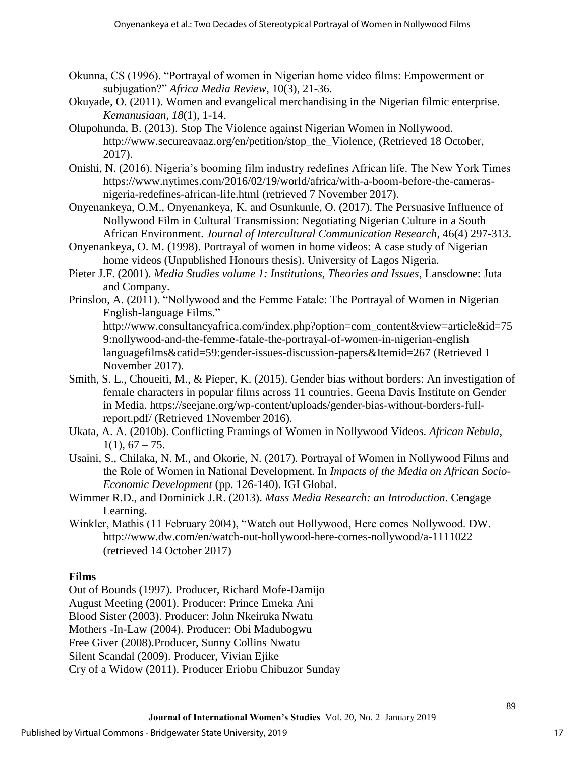Okunna, CS (1996). "Portrayal of women in Nigerian home video films: Empowerment or subjugation?" *Africa Media Review*, 10(3), 21-36.

Okuyade, O. (2011). Women and evangelical merchandising in the Nigerian filmic enterprise. *Kemanusiaan*, *18*(1), 1-14.

Olupohunda, B. (2013). Stop The Violence against Nigerian Women in Nollywood. http://www.secureavaaz.org/en/petition/stop_the_Violence, (Retrieved 18 October, 2017).

Onishi, N. (2016). Nigeria's booming film industry redefines African life. The New York Times https://www.nytimes.com/2016/02/19/world/africa/with-a-boom-before-the-cameras-nigeria-redefines-african-life.html (retrieved 7 November 2017).

Onyenankeya, O.M., Onyenankeya, K. and Osunkunle, O. (2017). The Persuasive Influence of Nollywood Film in Cultural Transmission: Negotiating Nigerian Culture in a South African Environment. *Journal of Intercultural Communication Research*, 46(4) 297-313.

Onyenankeya, O. M. (1998). Portrayal of women in home videos: A case study of Nigerian home videos (Unpublished Honours thesis). University of Lagos Nigeria.

Pieter J.F. (2001). *Media Studies volume 1: Institutions, Theories and Issues*, Lansdowne: Juta and Company.

Prinsloo, A. (2011). "Nollywood and the Femme Fatale: The Portrayal of Women in Nigerian English-language Films." http://www.consultancyafrica.com/index.php?option=com_content&view=article&id=759:nollywood-and-the-femme-fatale-the-portrayal-of-women-in-nigerian-english languagefilms&catid=59:gender-issues-discussion-papers&Itemid=267 (Retrieved 1 November 2017).

Smith, S. L., Choueiti, M., & Pieper, K. (2015). Gender bias without borders: An investigation of female characters in popular films across 11 countries. Geena Davis Institute on Gender in Media. https://seejane.org/wp-content/uploads/gender-bias-without-borders-full-report.pdf/ (Retrieved 1November 2016).

Ukata, A. A. (2010b). Conflicting Framings of Women in Nollywood Videos. *African Nebula*, 1(1), 67 – 75.

Usaini, S., Chilaka, N. M., and Okorie, N. (2017). Portrayal of Women in Nollywood Films and the Role of Women in National Development. In *Impacts of the Media on African Socio-Economic Development* (pp. 126-140). IGI Global.

Wimmer R.D., and Dominick J.R. (2013). *Mass Media Research: an Introduction*. Cengage Learning.

Winkler, Mathis (11 February 2004), "Watch out Hollywood, Here comes Nollywood. DW. http://www.dw.com/en/watch-out-hollywood-here-comes-nollywood/a-1111022 (retrieved 14 October 2017)

**Films**

Out of Bounds (1997). Producer, Richard Mofe-Damijo
August Meeting (2001). Producer: Prince Emeka Ani
Blood Sister (2003). Producer: John Nkeiruka Nwatu
Mothers -In-Law (2004). Producer: Obi Madubogwu
Free Giver (2008).Producer, Sunny Collins Nwatu
Silent Scandal (2009). Producer, Vivian Ejike
Cry of a Widow (2011). Producer Eriobu Chibuzor Sunday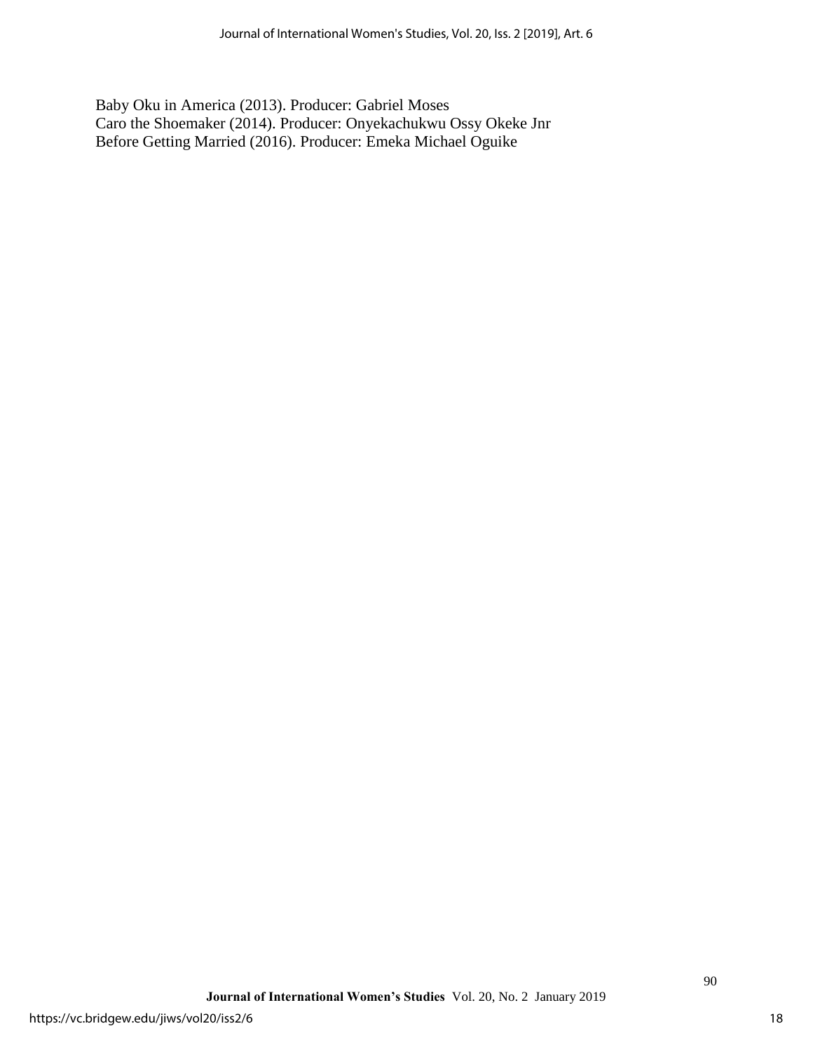Baby Oku in America (2013). Producer: Gabriel Moses
Caro the Shoemaker (2014). Producer: Onyekachukwu Ossy Okeke Jnr
Before Getting Married (2016). Producer: Emeka Michael Oguike